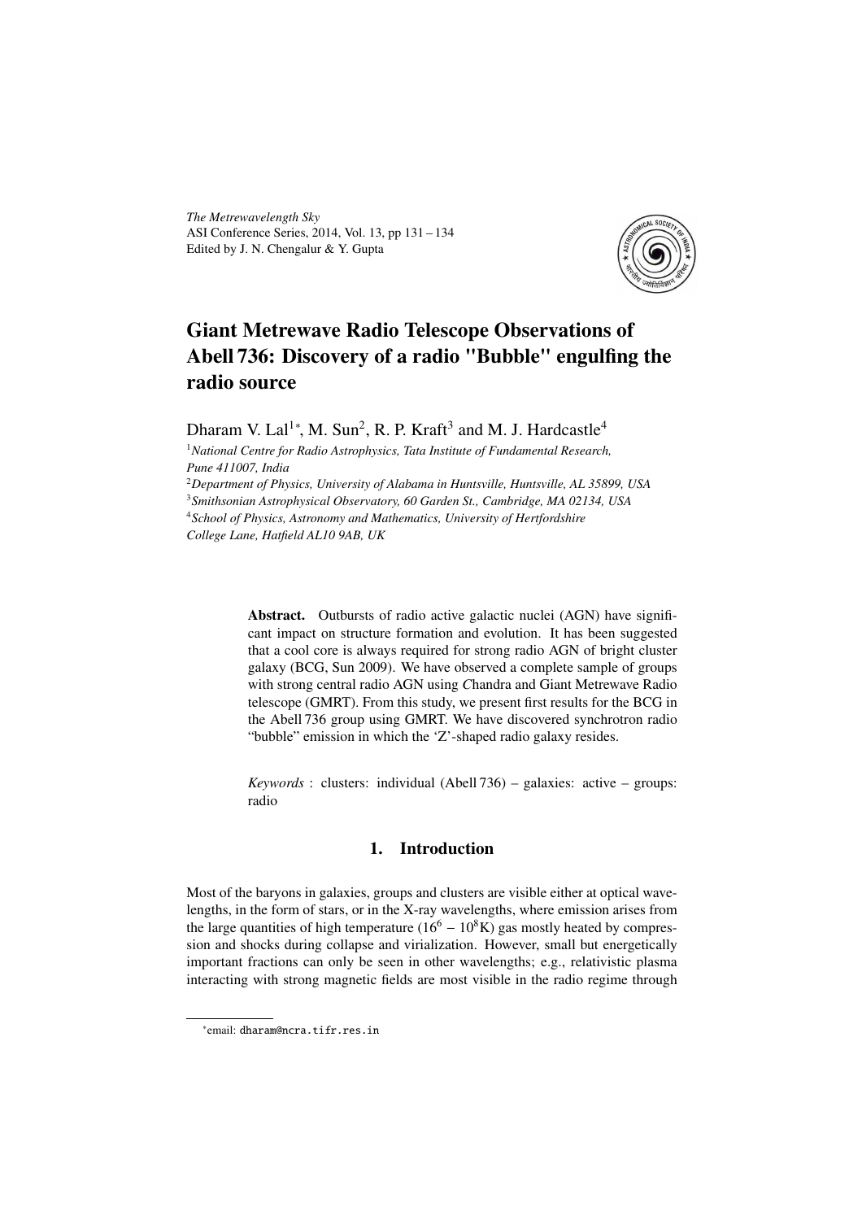# Giant Metrewave Radio Telescope Observations of Abell 736: Discovery of a radio "Bubble" engulfing the radio source

Dharam V. Lal[1*], M. Sun[2], R. P. Kraft[3] and M. J. Hardcastle[4]

[1] *National Centre for Radio Astrophysics, Tata Institute of Fundamental Research, Pune 411007, India*

[2] *Department of Physics, University of Alabama in Huntsville, Huntsville, AL 35899, USA*

[3] *Smithsonian Astrophysical Observatory, 60 Garden St., Cambridge, MA 02134, USA*

[4] *School of Physics, Astronomy and Mathematics, University of Hertfordshire College Lane, Hatfield AL10 9AB, UK*

**Abstract.** Outbursts of radio active galactic nuclei (AGN) have significant impact on structure formation and evolution. It has been suggested that a cool core is always required for strong radio AGN of bright cluster galaxy (BCG, Sun 2009). We have observed a complete sample of groups with strong central radio AGN using *C*handra and Giant Metrewave Radio telescope (GMRT). From this study, we present first results for the BCG in the Abell 736 group using GMRT. We have discovered synchrotron radio "bubble" emission in which the 'Z'-shaped radio galaxy resides.

*Keywords* : clusters: individual (Abell 736) – galaxies: active – groups: radio

## 1. Introduction

Most of the baryons in galaxies, groups and clusters are visible either at optical wavelengths, in the form of stars, or in the X-ray wavelengths, where emission arises from the large quantities of high temperature ($16^6 - 10^8$K) gas mostly heated by compression and shocks during collapse and virialization. However, small but energetically important fractions can only be seen in other wavelengths; e.g., relativistic plasma interacting with strong magnetic fields are most visible in the radio regime through

*email: dharam@ncra.tifr.res.in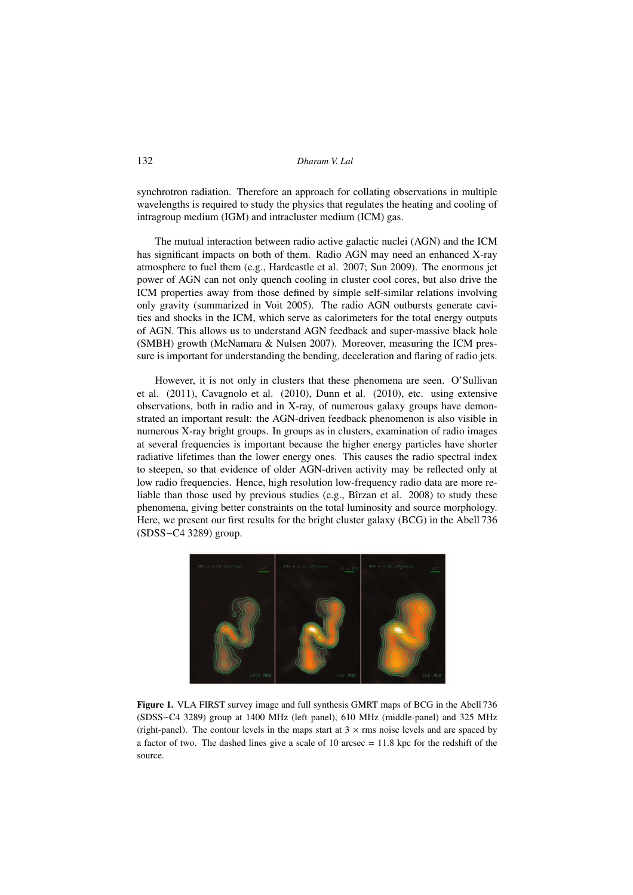synchrotron radiation. Therefore an approach for collating observations in multiple wavelengths is required to study the physics that regulates the heating and cooling of intragroup medium (IGM) and intracluster medium (ICM) gas.

The mutual interaction between radio active galactic nuclei (AGN) and the ICM has significant impacts on both of them. Radio AGN may need an enhanced X-ray atmosphere to fuel them (e.g., Hardcastle et al. 2007; Sun 2009). The enormous jet power of AGN can not only quench cooling in cluster cool cores, but also drive the ICM properties away from those defined by simple self-similar relations involving only gravity (summarized in Voit 2005). The radio AGN outbursts generate cavities and shocks in the ICM, which serve as calorimeters for the total energy outputs of AGN. This allows us to understand AGN feedback and super-massive black hole (SMBH) growth (McNamara & Nulsen 2007). Moreover, measuring the ICM pressure is important for understanding the bending, deceleration and flaring of radio jets.

However, it is not only in clusters that these phenomena are seen. O'Sullivan et al. (2011), Cavagnolo et al. (2010), Dunn et al. (2010), etc. using extensive observations, both in radio and in X-ray, of numerous galaxy groups have demonstrated an important result: the AGN-driven feedback phenomenon is also visible in numerous X-ray bright groups. In groups as in clusters, examination of radio images at several frequencies is important because the higher energy particles have shorter radiative lifetimes than the lower energy ones. This causes the radio spectral index to steepen, so that evidence of older AGN-driven activity may be reflected only at low radio frequencies. Hence, high resolution low-frequency radio data are more reliable than those used by previous studies (e.g., Bîrzan et al. 2008) to study these phenomena, giving better constraints on the total luminosity and source morphology. Here, we present our first results for the bright cluster galaxy (BCG) in the Abell 736 (SDSS−C4 3289) group.

**Figure 1.** VLA FIRST survey image and full synthesis GMRT maps of BCG in the Abell 736 (SDSS−C4 3289) group at 1400 MHz (left panel), 610 MHz (middle-panel) and 325 MHz (right-panel). The contour levels in the maps start at $3 \times$ rms noise levels and are spaced by a factor of two. The dashed lines give a scale of 10 arcsec = 11.8 kpc for the redshift of the source.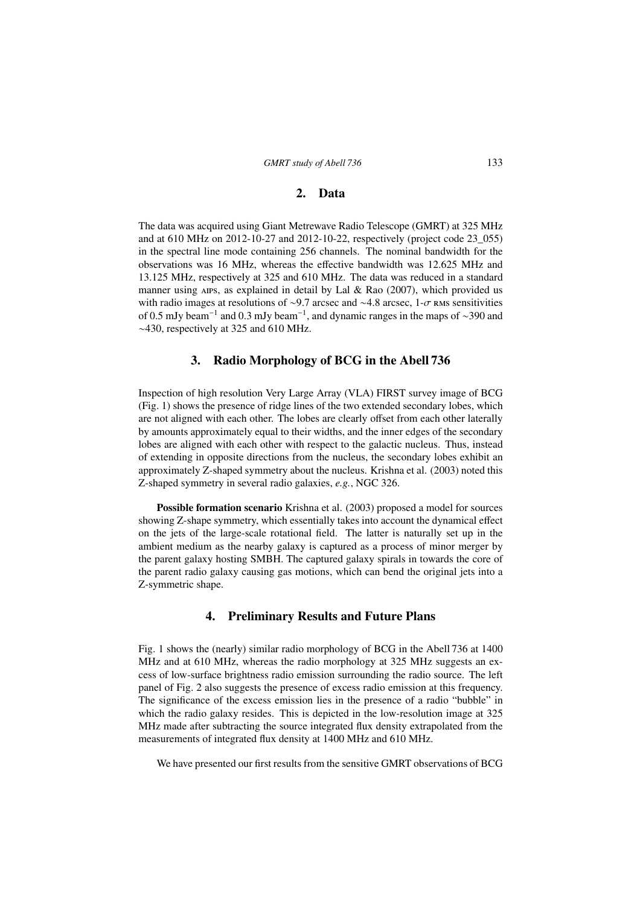## 2. Data

The data was acquired using Giant Metrewave Radio Telescope (GMRT) at 325 MHz and at 610 MHz on 2012-10-27 and 2012-10-22, respectively (project code 23_055) in the spectral line mode containing 256 channels. The nominal bandwidth for the observations was 16 MHz, whereas the effective bandwidth was 12.625 MHz and 13.125 MHz, respectively at 325 and 610 MHz. The data was reduced in a standard manner using AIPS, as explained in detail by Lal & Rao (2007), which provided us with radio images at resolutions of ∼9.7 arcsec and ∼4.8 arcsec, 1-$\sigma$ RMS sensitivities of 0.5 mJy beam$^{-1}$ and 0.3 mJy beam$^{-1}$, and dynamic ranges in the maps of ∼390 and ∼430, respectively at 325 and 610 MHz.

## 3. Radio Morphology of BCG in the Abell 736

Inspection of high resolution Very Large Array (VLA) FIRST survey image of BCG (Fig. 1) shows the presence of ridge lines of the two extended secondary lobes, which are not aligned with each other. The lobes are clearly offset from each other laterally by amounts approximately equal to their widths, and the inner edges of the secondary lobes are aligned with each other with respect to the galactic nucleus. Thus, instead of extending in opposite directions from the nucleus, the secondary lobes exhibit an approximately Z-shaped symmetry about the nucleus. Krishna et al. (2003) noted this Z-shaped symmetry in several radio galaxies, *e.g.*, NGC 326.

**Possible formation scenario** Krishna et al. (2003) proposed a model for sources showing Z-shape symmetry, which essentially takes into account the dynamical effect on the jets of the large-scale rotational field. The latter is naturally set up in the ambient medium as the nearby galaxy is captured as a process of minor merger by the parent galaxy hosting SMBH. The captured galaxy spirals in towards the core of the parent radio galaxy causing gas motions, which can bend the original jets into a Z-symmetric shape.

## 4. Preliminary Results and Future Plans

Fig. 1 shows the (nearly) similar radio morphology of BCG in the Abell 736 at 1400 MHz and at 610 MHz, whereas the radio morphology at 325 MHz suggests an excess of low-surface brightness radio emission surrounding the radio source. The left panel of Fig. 2 also suggests the presence of excess radio emission at this frequency. The significance of the excess emission lies in the presence of a radio "bubble" in which the radio galaxy resides. This is depicted in the low-resolution image at 325 MHz made after subtracting the source integrated flux density extrapolated from the measurements of integrated flux density at 1400 MHz and 610 MHz.

We have presented our first results from the sensitive GMRT observations of BCG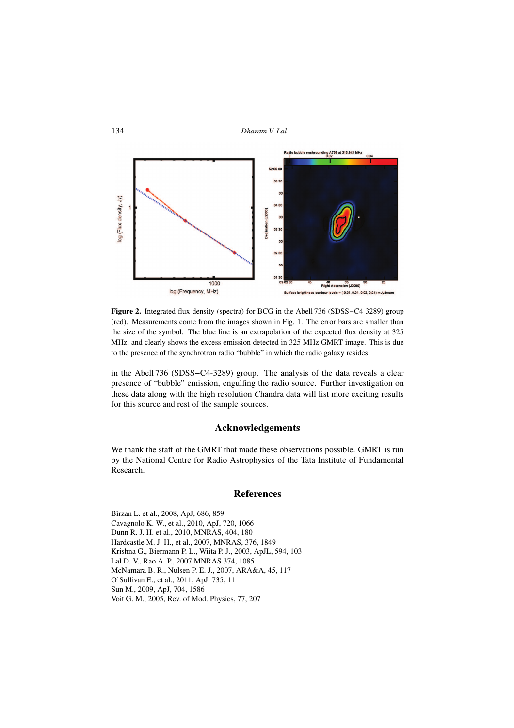log (Flux density, Jy)

1

1000

log (Frequency, MHz)

Radio bubble enshrounding A736 at 313.943 MHz

0 0.02 0.04

Declination (J2000)

52 06 00

05 30

00

04 30

00

03 30

00

02 30

00

01 30

09 02 50 45 40 35 30 25

Right Ascension (J2000)

Surface brightness contour levels = (-0.01, 0.01, 0.02, 0.04) mJy/beam

**Figure 2.** Integrated flux density (spectra) for BCG in the Abell 736 (SDSS−C4 3289) group (red). Measurements come from the images shown in Fig. 1. The error bars are smaller than the size of the symbol. The blue line is an extrapolation of the expected flux density at 325 MHz, and clearly shows the excess emission detected in 325 MHz GMRT image. This is due to the presence of the synchrotron radio "bubble" in which the radio galaxy resides.

in the Abell 736 (SDSS−C4-3289) group. The analysis of the data reveals a clear presence of "bubble" emission, engulfing the radio source. Further investigation on these data along with the high resolution *C*handra data will list more exciting results for this source and rest of the sample sources.

## Acknowledgements

We thank the staff of the GMRT that made these observations possible. GMRT is run by the National Centre for Radio Astrophysics of the Tata Institute of Fundamental Research.

## References

Bîrzan L. et al., 2008, ApJ, 686, 859
Cavagnolo K. W., et al., 2010, ApJ, 720, 1066
Dunn R. J. H. et al., 2010, MNRAS, 404, 180
Hardcastle M. J. H., et al., 2007, MNRAS, 376, 1849
Krishna G., Biermann P. L., Wiita P. J., 2003, ApJL, 594, 103
Lal D. V., Rao A. P., 2007 MNRAS 374, 1085
McNamara B. R., Nulsen P. E. J., 2007, ARA&A, 45, 117
O'Sullivan E., et al., 2011, ApJ, 735, 11
Sun M., 2009, ApJ, 704, 1586
Voit G. M., 2005, Rev. of Mod. Physics, 77, 207